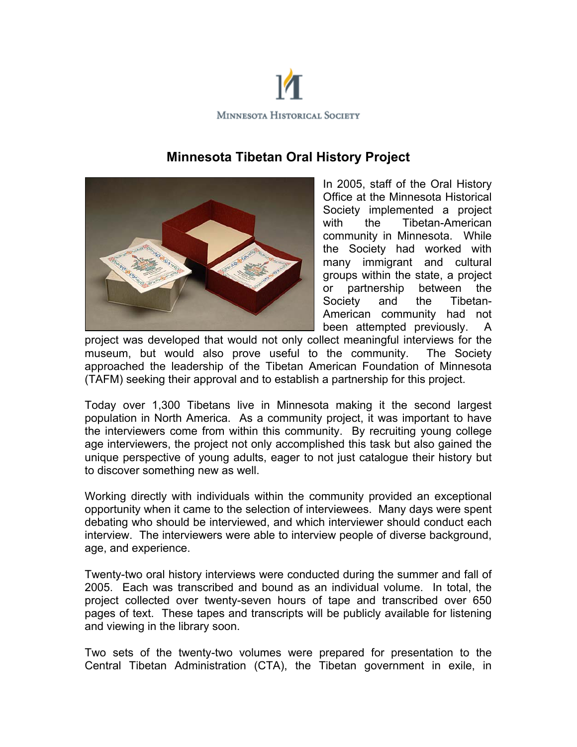Minnesota Historical Society

# Minnesota Tibetan Oral History Project

In 2005, staff of the Oral History Office at the Minnesota Historical Society implemented a project with the Tibetan-American community in Minnesota. While the Society had worked with many immigrant and cultural groups within the state, a project or partnership between the Society and the Tibetan-American community had not been attempted previously. A project was developed that would not only collect meaningful interviews for the museum, but would also prove useful to the community. The Society approached the leadership of the Tibetan American Foundation of Minnesota (TAFM) seeking their approval and to establish a partnership for this project.

Today over 1,300 Tibetans live in Minnesota making it the second largest population in North America. As a community project, it was important to have the interviewers come from within this community. By recruiting young college age interviewers, the project not only accomplished this task but also gained the unique perspective of young adults, eager to not just catalogue their history but to discover something new as well.

Working directly with individuals within the community provided an exceptional opportunity when it came to the selection of interviewees. Many days were spent debating who should be interviewed, and which interviewer should conduct each interview. The interviewers were able to interview people of diverse background, age, and experience.

Twenty-two oral history interviews were conducted during the summer and fall of 2005. Each was transcribed and bound as an individual volume. In total, the project collected over twenty-seven hours of tape and transcribed over 650 pages of text. These tapes and transcripts will be publicly available for listening and viewing in the library soon.

Two sets of the twenty-two volumes were prepared for presentation to the Central Tibetan Administration (CTA), the Tibetan government in exile, in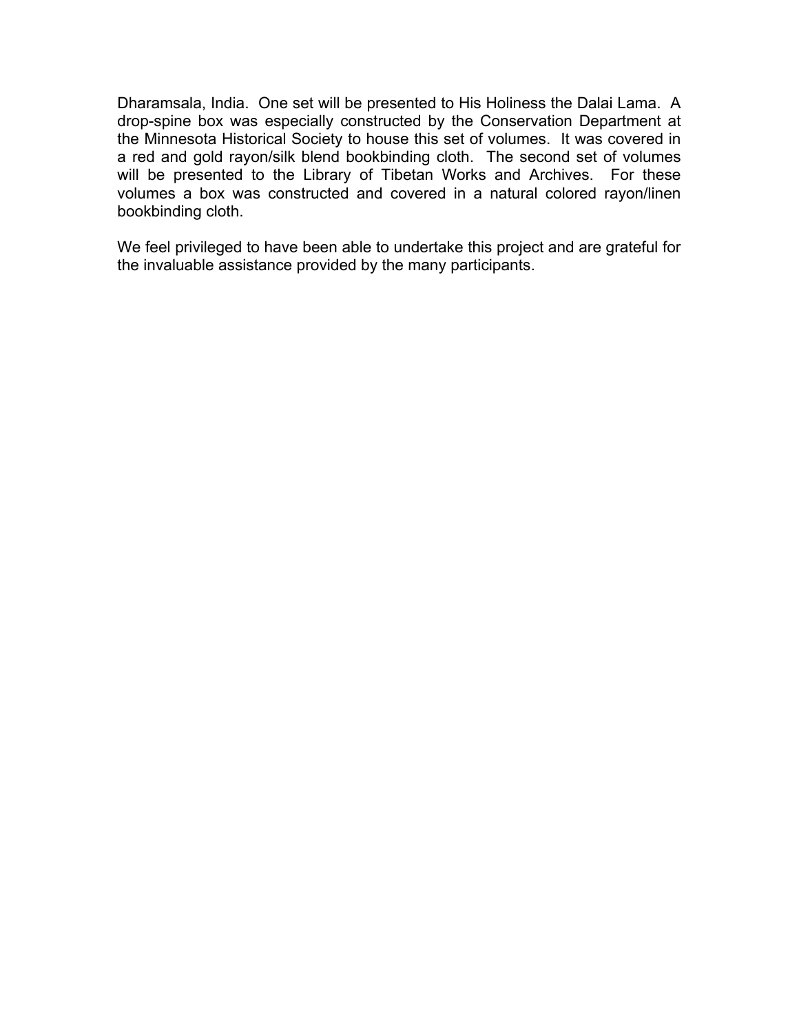Dharamsala, India. One set will be presented to His Holiness the Dalai Lama. A drop-spine box was especially constructed by the Conservation Department at the Minnesota Historical Society to house this set of volumes. It was covered in a red and gold rayon/silk blend bookbinding cloth. The second set of volumes will be presented to the Library of Tibetan Works and Archives. For these volumes a box was constructed and covered in a natural colored rayon/linen bookbinding cloth.

We feel privileged to have been able to undertake this project and are grateful for the invaluable assistance provided by the many participants.